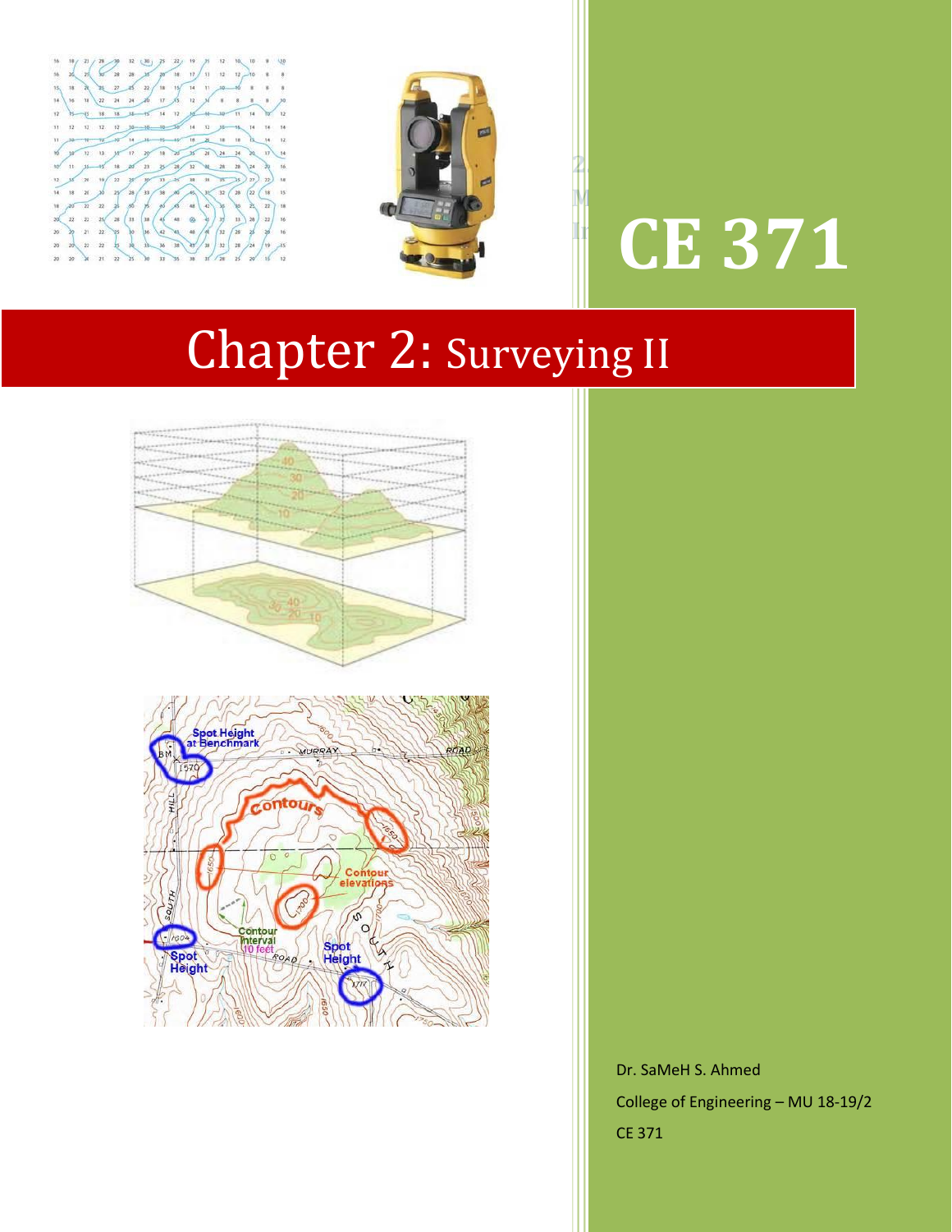# CE 371

# Chapter 2: Surveying II

Dr. SaMeH S. Ahmed

College of Engineering – MU 18-19/2

CE 371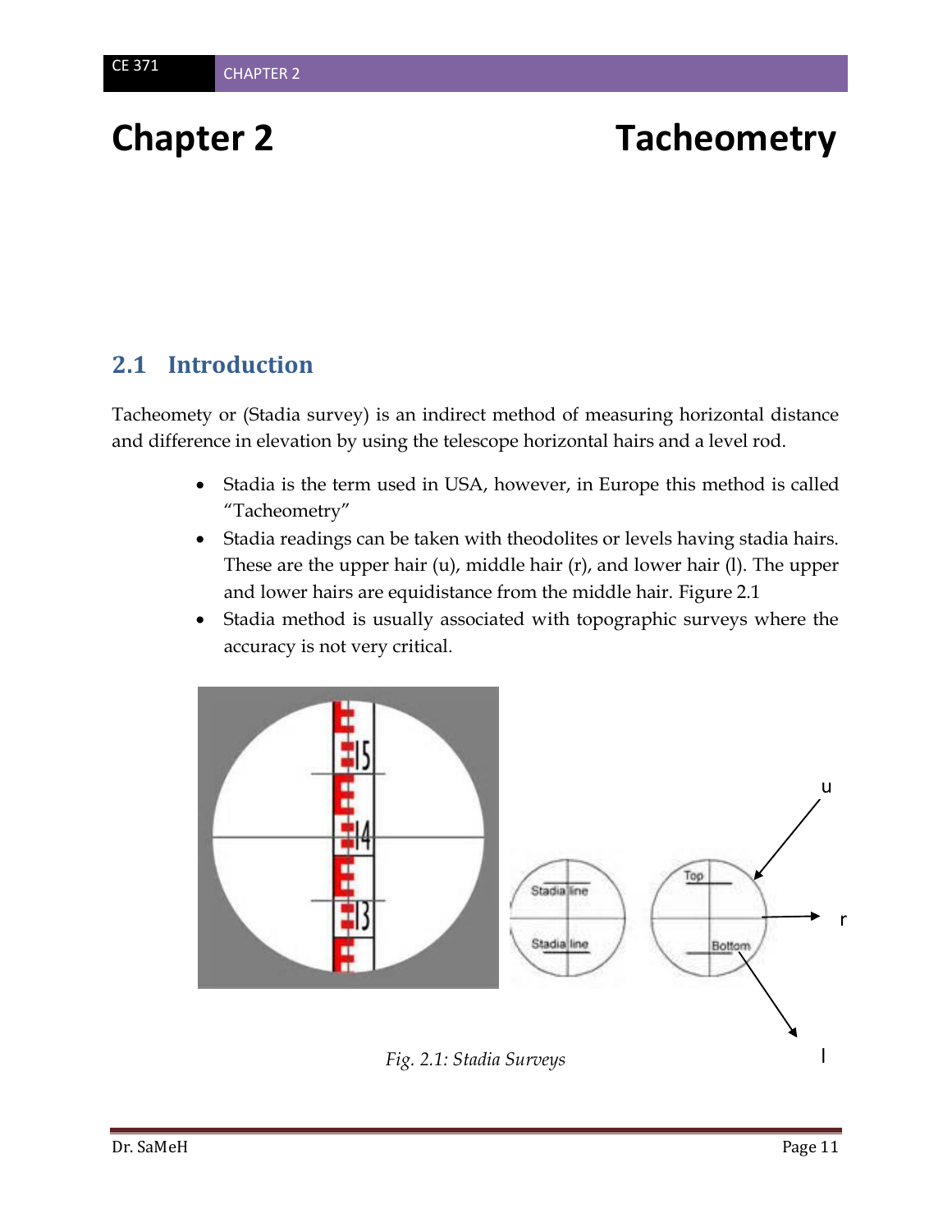# Chapter 2 Tacheometry

## 2.1 Introduction

Tacheomety or (Stadia survey) is an indirect method of measuring horizontal distance and difference in elevation by using the telescope horizontal hairs and a level rod.

- Stadia is the term used in USA, however, in Europe this method is called "Tacheometry"
- Stadia readings can be taken with theodolites or levels having stadia hairs. These are the upper hair (u), middle hair (r), and lower hair (l). The upper and lower hairs are equidistance from the middle hair. Figure 2.1
- Stadia method is usually associated with topographic surveys where the accuracy is not very critical.

*Fig. 2.1: Stadia Surveys*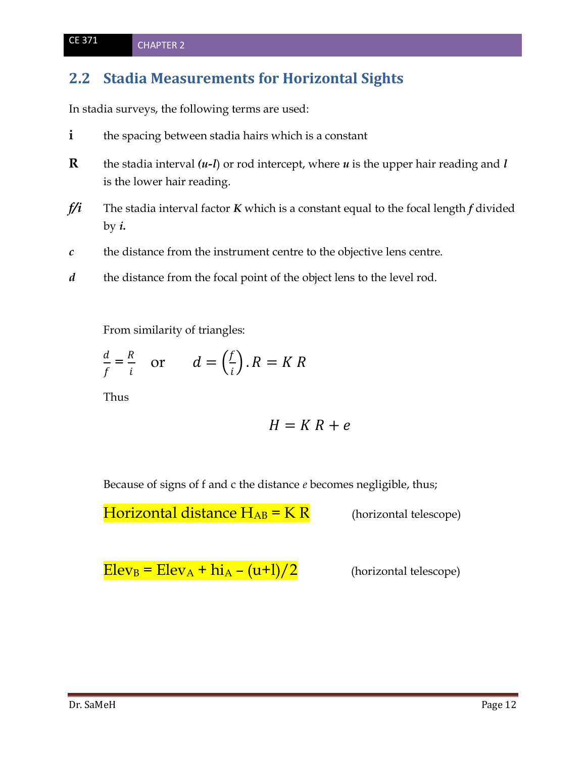## 2.2 Stadia Measurements for Horizontal Sights

In stadia surveys, the following terms are used:

**i** the spacing between stadia hairs which is a constant

**R** the stadia interval ***(u-l)*** or rod intercept, where ***u*** is the upper hair reading and ***l*** is the lower hair reading.

***f/i*** The stadia interval factor ***K*** which is a constant equal to the focal length ***f*** divided by ***i.***

***c*** the distance from the instrument centre to the objective lens centre.

***d*** the distance from the focal point of the object lens to the level rod.

From similarity of triangles:

$$\frac{d}{f} = \frac{R}{i} \quad \text{or} \quad d = \left(\frac{f}{i}\right).R = K\ R$$

Thus

$$H = K\ R + e$$

Because of signs of f and c the distance *e* becomes negligible, thus;

Horizontal distance $H_{AB} = K\ R$ (horizontal telescope)

$Elev_B = Elev_A + hi_A - (u+l)/2$ (horizontal telescope)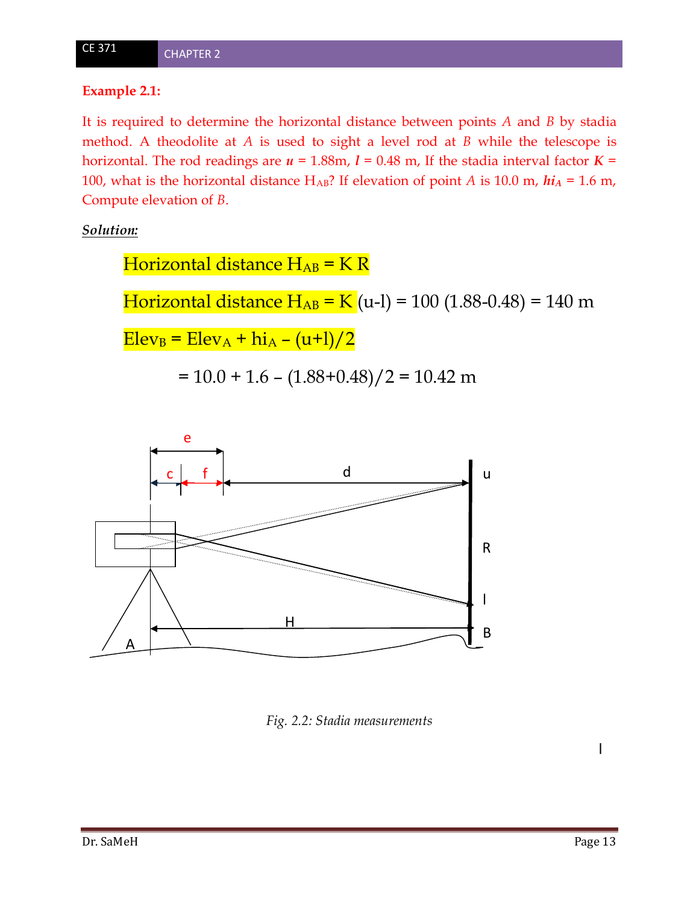**Example 2.1:**

It is required to determine the horizontal distance between points $A$ and $B$ by stadia method. A theodolite at $A$ is used to sight a level rod at $B$ while the telescope is horizontal. The rod readings are $u$ = 1.88m, $l$ = 0.48 m, If the stadia interval factor $K$ = 100, what is the horizontal distance $H_{AB}$? If elevation of point $A$ is 10.0 m, $hi_A$ = 1.6 m, Compute elevation of $B$.

***Solution:***

$$\text{Horizontal distance } H_{AB} = K\,R$$

$$\text{Horizontal distance } H_{AB} = K\,(u-l) = 100\,(1.88-0.48) = 140 \text{ m}$$

$$Elev_B = Elev_A + hi_A - (u+l)/2$$

$$= 10.0 + 1.6 - (1.88+0.48)/2 = 10.42 \text{ m}$$

*Fig. 2.2: Stadia measurements*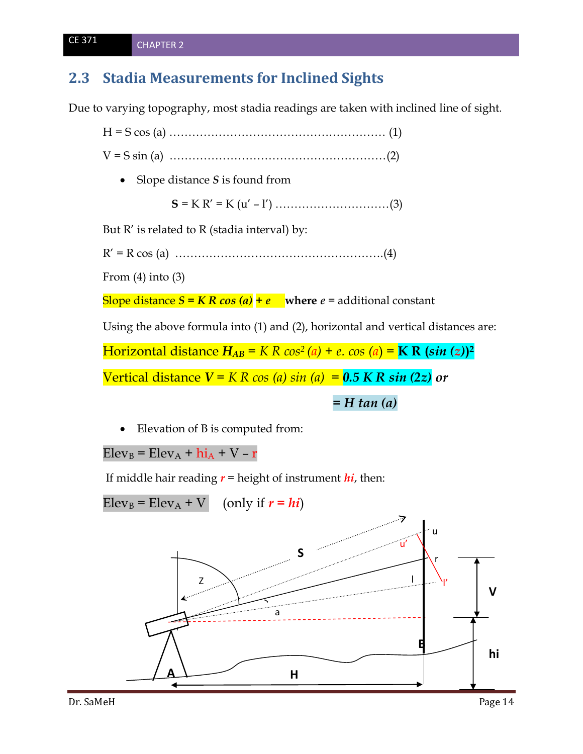## 2.3 Stadia Measurements for Inclined Sights

Due to varying topography, most stadia readings are taken with inclined line of sight.

$H = S \cos(a)$ ………………………………………………… (1)

$V = S \sin(a)$ …………………………………………………(2)

- Slope distance ***S*** is found from

$$\mathbf{S} = K R' = K (u' - l') \quad \text{…………………………(3)}$$

But R′ is related to R (stadia interval) by:

$R' = R \cos(a)$ ………………………………………………(4)

From (4) into (3)

Slope distance $\boldsymbol{S = K R \cos(a) + e}$ **where** $e$ = additional constant

Using the above formula into (1) and (2), horizontal and vertical distances are:

Horizontal distance $H_{AB} = K R \cos^2(a) + e.\cos(a) = \mathbf{K R (\sin(z))^2}$

Vertical distance $V = K R \cos(a) \sin(a) = \mathbf{0.5 K R \sin(2z)}$ ***or***

$$= H \tan(a)$$

- Elevation of B is computed from:

$Elev_B = Elev_A + hi_A + V - r$

If middle hair reading $r$ = height of instrument $hi$, then:

$Elev_B = Elev_A + V$ (only if $r = hi$)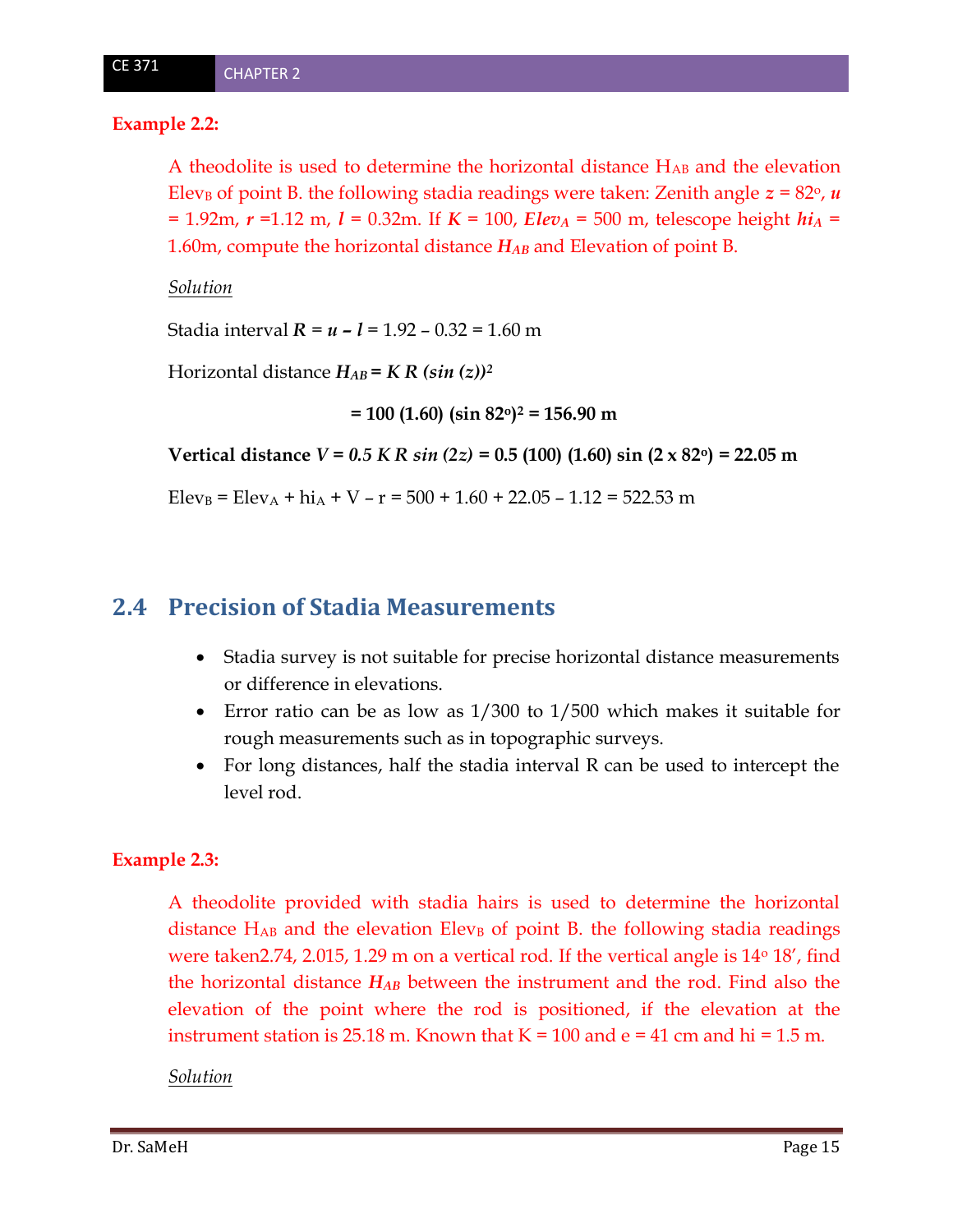**Example 2.2:**

A theodolite is used to determine the horizontal distance $H_{AB}$ and the elevation $Elev_B$ of point B. the following stadia readings were taken: Zenith angle $z$ = 82°, $u$ = 1.92m, $r$ =1.12 m, $l$ = 0.32m. If $K$ = 100, $Elev_A$ = 500 m, telescope height $hi_A$ = 1.60m, compute the horizontal distance $H_{AB}$ and Elevation of point B.

*Solution*

Stadia interval $R = u - l$ = 1.92 – 0.32 = 1.60 m

Horizontal distance $H_{AB} = K\,R\,(\sin(z))^2$

$$= 100\,(1.60)\,(\sin 82^{o})^2 = 156.90 \text{ m}$$

**Vertical distance** $V = 0.5\,K\,R\,\sin(2z) = 0.5\,(100)\,(1.60)\,\sin(2 \times 82^{o}) = 22.05$ **m**

$Elev_B = Elev_A + hi_A + V - r$ = 500 + 1.60 + 22.05 – 1.12 = 522.53 m

## 2.4 Precision of Stadia Measurements

- Stadia survey is not suitable for precise horizontal distance measurements or difference in elevations.
- Error ratio can be as low as 1/300 to 1/500 which makes it suitable for rough measurements such as in topographic surveys.
- For long distances, half the stadia interval R can be used to intercept the level rod.

**Example 2.3:**

A theodolite provided with stadia hairs is used to determine the horizontal distance $H_{AB}$ and the elevation $Elev_B$ of point B. the following stadia readings were taken2.74, 2.015, 1.29 m on a vertical rod. If the vertical angle is 14° 18', find the horizontal distance $H_{AB}$ between the instrument and the rod. Find also the elevation of the point where the rod is positioned, if the elevation at the instrument station is 25.18 m. Known that K = 100 and e = 41 cm and hi = 1.5 m.

*Solution*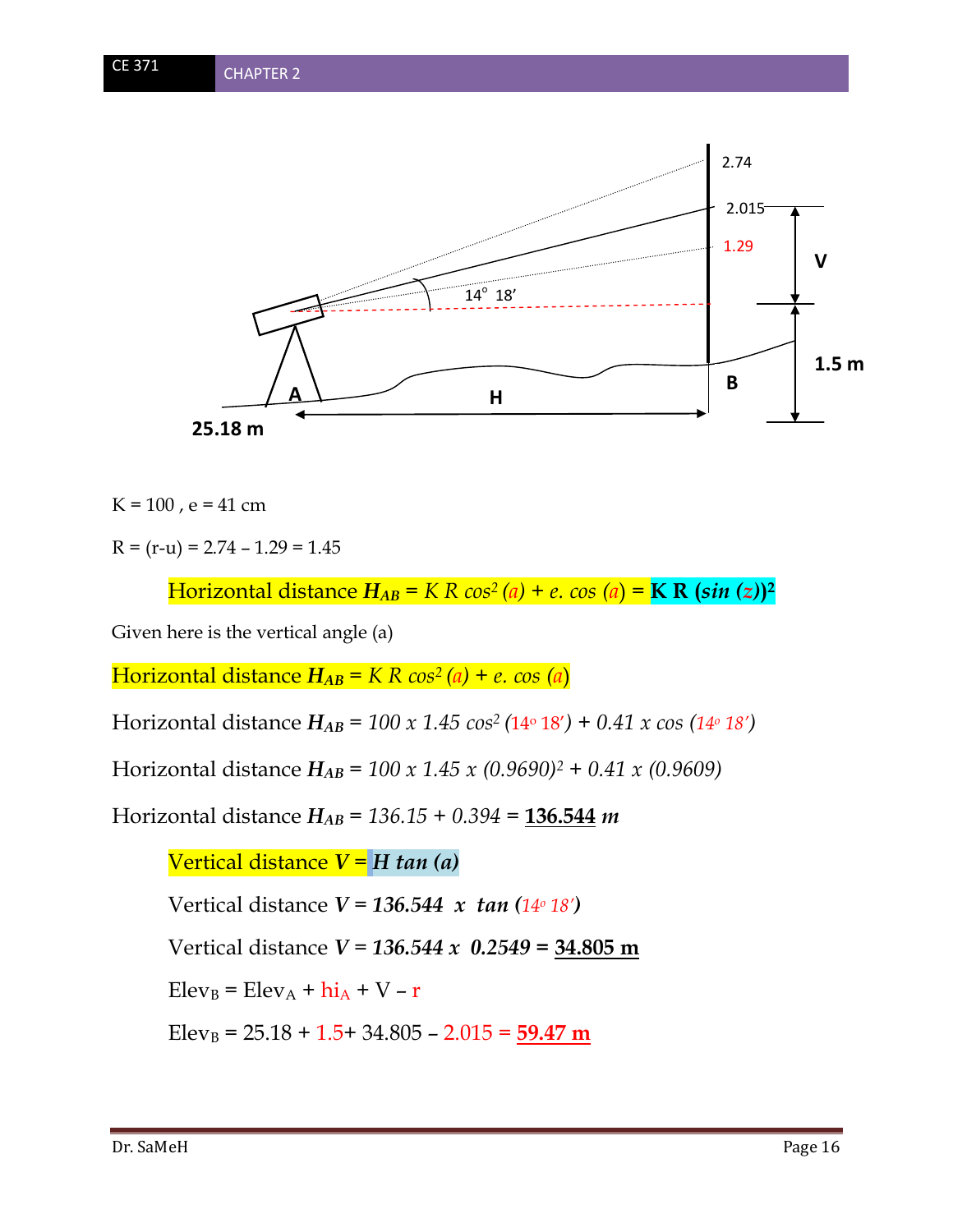2.74

2.015

1.29

V

14° 18′

1.5 m

A

H

B

25.18 m

K = 100 , e = 41 cm

R = (r-u) = 2.74 – 1.29 = 1.45

Horizontal distance $H_{AB} = K\ R\ cos^2\ (a) + e.\ cos\ (a)$ = $\mathbf{K\ R\ (sin\ (z))^2}$

Given here is the vertical angle (a)

Horizontal distance $H_{AB} = K\ R\ cos^2\ (a) + e.\ cos\ (a)$

Horizontal distance $H_{AB} = 100 \times 1.45\ cos^2\ (14^o\ 18') + 0.41 \times cos\ (14^o\ 18')$

Horizontal distance $H_{AB} = 100 \times 1.45 \times (0.9690)^2 + 0.41 \times (0.9609)$

Horizontal distance $H_{AB} = 136.15 + 0.394$ = **136.544** *m*

Vertical distance $V = H\ tan\ (a)$

Vertical distance $V = 136.544 \times tan\ (14^o\ 18')$

Vertical distance $V = 136.544 \times 0.2549$ = **34.805 m**

$Elev_B = Elev_A + hi_A + V - r$

$Elev_B = 25.18 + 1.5 + 34.805 - 2.015$ = **59.47 m**